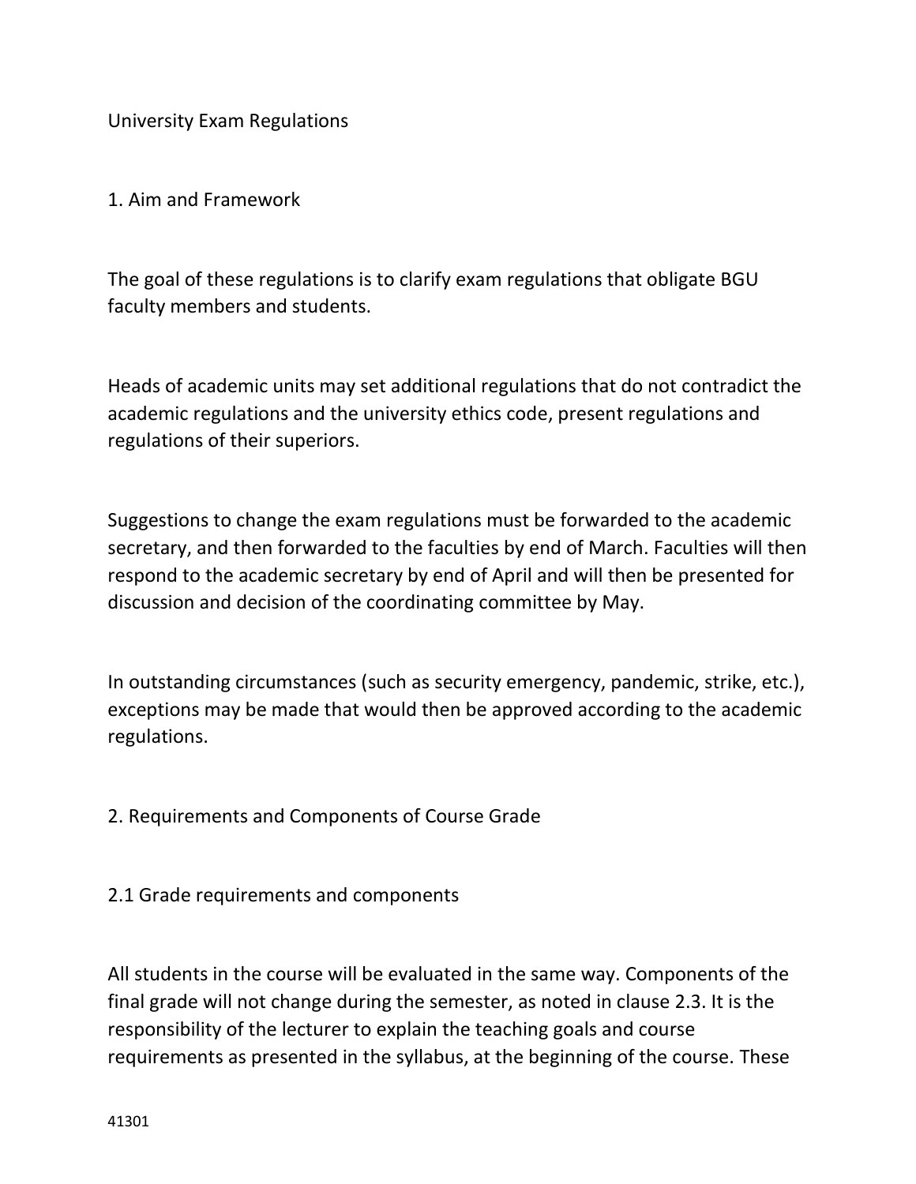# University Exam Regulations

## 1. Aim and Framework

The goal of these regulations is to clarify exam regulations that obligate BGU faculty members and students.

Heads of academic units may set additional regulations that do not contradict the academic regulations and the university ethics code, present regulations and regulations of their superiors.

Suggestions to change the exam regulations must be forwarded to the academic secretary, and then forwarded to the faculties by end of March. Faculties will then respond to the academic secretary by end of April and will then be presented for discussion and decision of the coordinating committee by May.

In outstanding circumstances (such as security emergency, pandemic, strike, etc.), exceptions may be made that would then be approved according to the academic regulations.

## 2. Requirements and Components of Course Grade

### 2.1 Grade requirements and components

All students in the course will be evaluated in the same way. Components of the final grade will not change during the semester, as noted in clause 2.3. It is the responsibility of the lecturer to explain the teaching goals and course requirements as presented in the syllabus, at the beginning of the course. These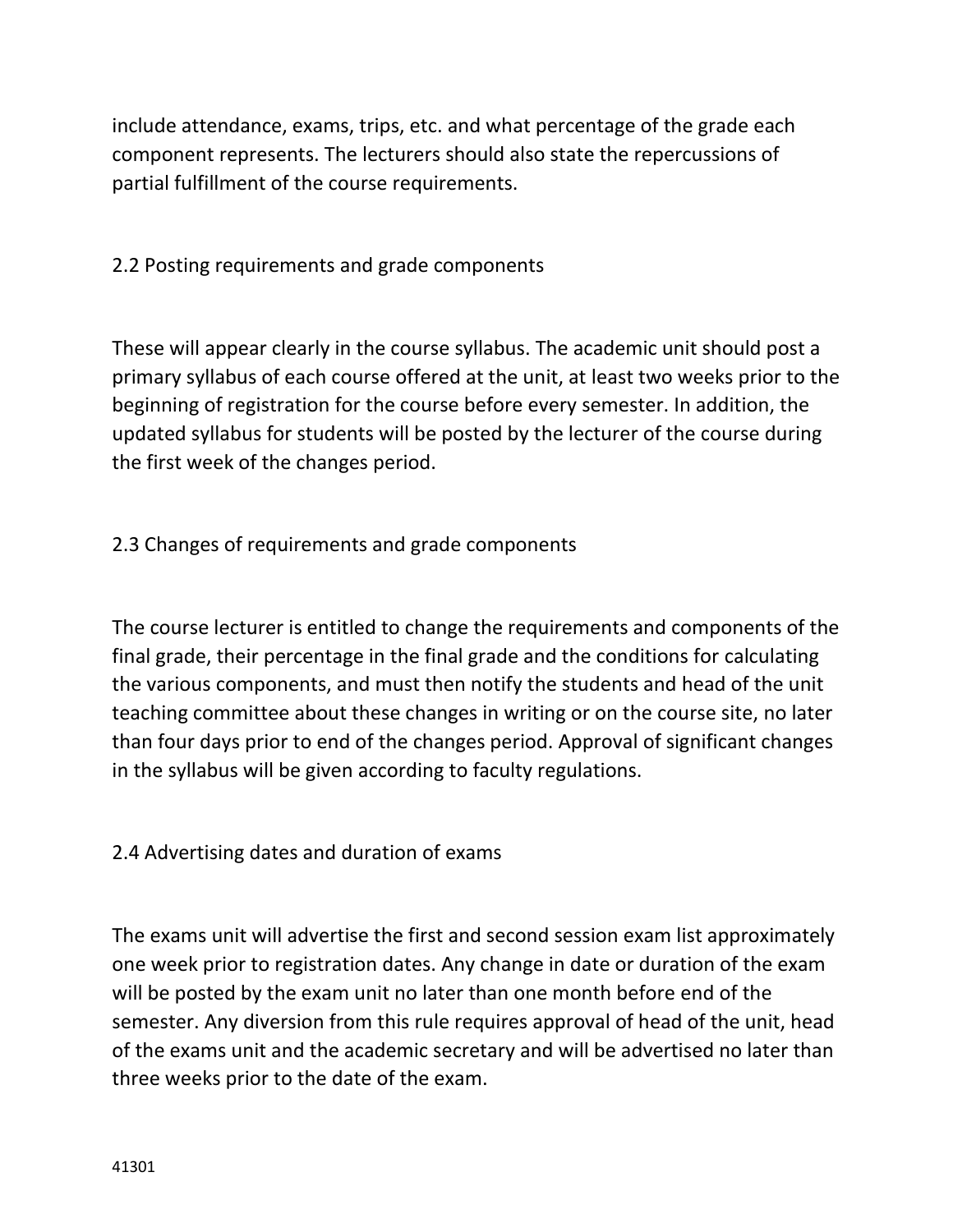include attendance, exams, trips, etc. and what percentage of the grade each component represents. The lecturers should also state the repercussions of partial fulfillment of the course requirements.

### 2.2 Posting requirements and grade components

These will appear clearly in the course syllabus. The academic unit should post a primary syllabus of each course offered at the unit, at least two weeks prior to the beginning of registration for the course before every semester. In addition, the updated syllabus for students will be posted by the lecturer of the course during the first week of the changes period.

### 2.3 Changes of requirements and grade components

The course lecturer is entitled to change the requirements and components of the final grade, their percentage in the final grade and the conditions for calculating the various components, and must then notify the students and head of the unit teaching committee about these changes in writing or on the course site, no later than four days prior to end of the changes period. Approval of significant changes in the syllabus will be given according to faculty regulations.

### 2.4 Advertising dates and duration of exams

The exams unit will advertise the first and second session exam list approximately one week prior to registration dates. Any change in date or duration of the exam will be posted by the exam unit no later than one month before end of the semester. Any diversion from this rule requires approval of head of the unit, head of the exams unit and the academic secretary and will be advertised no later than three weeks prior to the date of the exam.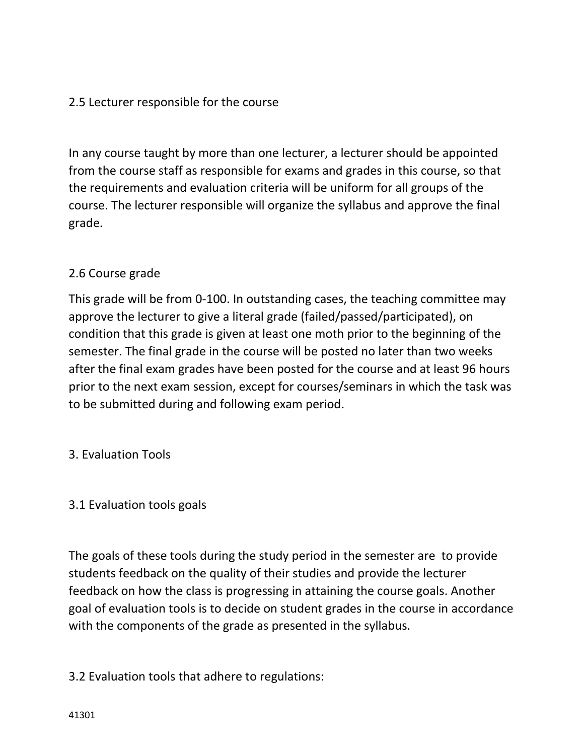## 2.5 Lecturer responsible for the course

In any course taught by more than one lecturer, a lecturer should be appointed from the course staff as responsible for exams and grades in this course, so that the requirements and evaluation criteria will be uniform for all groups of the course. The lecturer responsible will organize the syllabus and approve the final grade.

## 2.6 Course grade

This grade will be from 0-100. In outstanding cases, the teaching committee may approve the lecturer to give a literal grade (failed/passed/participated), on condition that this grade is given at least one moth prior to the beginning of the semester. The final grade in the course will be posted no later than two weeks after the final exam grades have been posted for the course and at least 96 hours prior to the next exam session, except for courses/seminars in which the task was to be submitted during and following exam period.

# 3. Evaluation Tools

## 3.1 Evaluation tools goals

The goals of these tools during the study period in the semester are to provide students feedback on the quality of their studies and provide the lecturer feedback on how the class is progressing in attaining the course goals. Another goal of evaluation tools is to decide on student grades in the course in accordance with the components of the grade as presented in the syllabus.

## 3.2 Evaluation tools that adhere to regulations: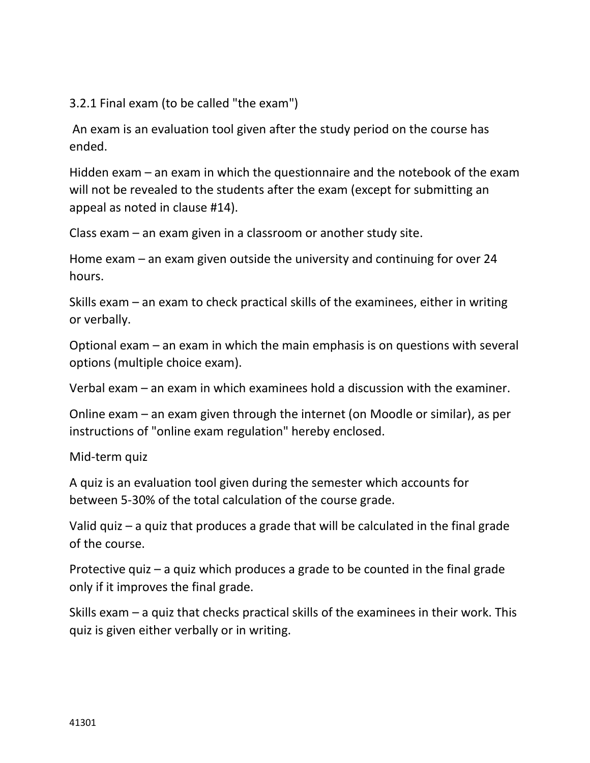### 3.2.1 Final exam (to be called "the exam")

An exam is an evaluation tool given after the study period on the course has ended.

Hidden exam – an exam in which the questionnaire and the notebook of the exam will not be revealed to the students after the exam (except for submitting an appeal as noted in clause #14).

Class exam – an exam given in a classroom or another study site.

Home exam – an exam given outside the university and continuing for over 24 hours.

Skills exam – an exam to check practical skills of the examinees, either in writing or verbally.

Optional exam – an exam in which the main emphasis is on questions with several options (multiple choice exam).

Verbal exam – an exam in which examinees hold a discussion with the examiner.

Online exam – an exam given through the internet (on Moodle or similar), as per instructions of "online exam regulation" hereby enclosed.

Mid-term quiz

A quiz is an evaluation tool given during the semester which accounts for between 5-30% of the total calculation of the course grade.

Valid quiz – a quiz that produces a grade that will be calculated in the final grade of the course.

Protective quiz – a quiz which produces a grade to be counted in the final grade only if it improves the final grade.

Skills exam – a quiz that checks practical skills of the examinees in their work. This quiz is given either verbally or in writing.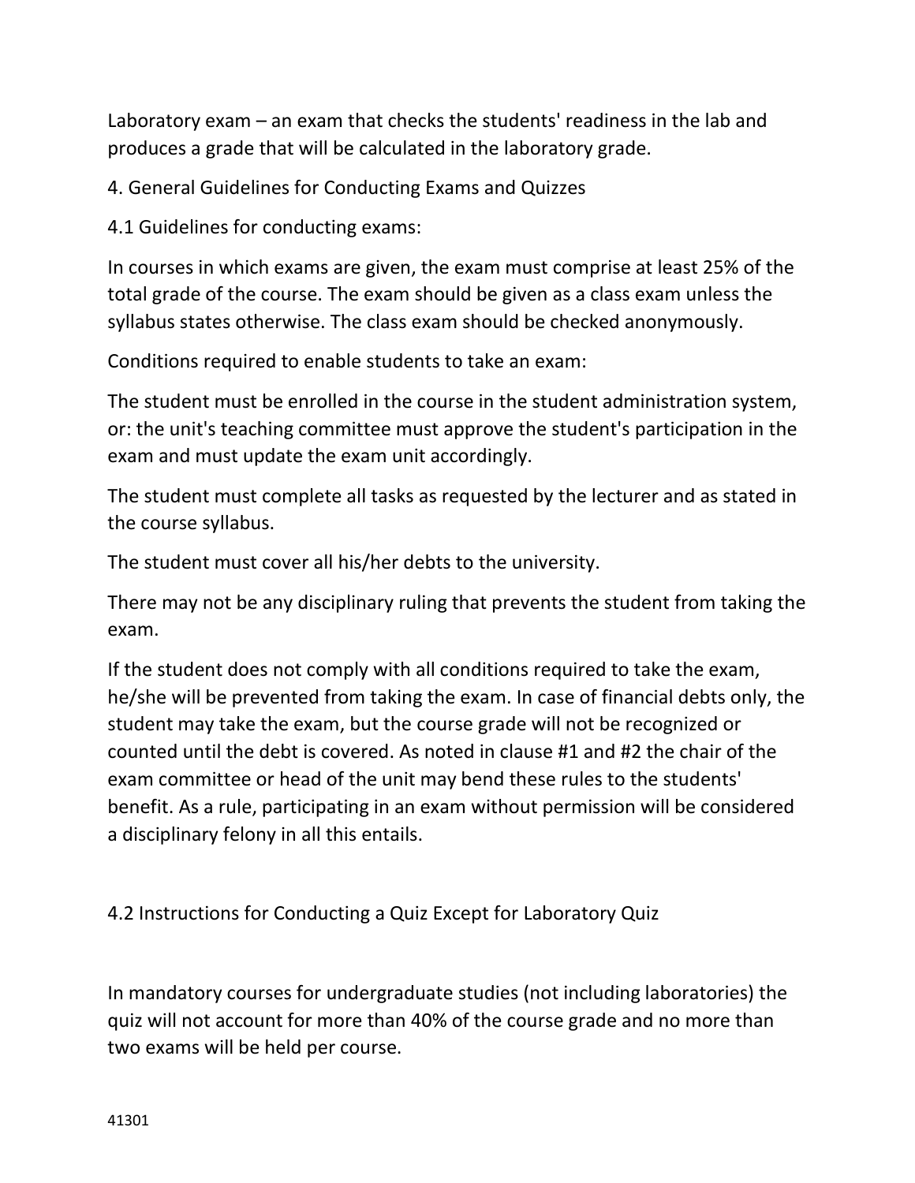Laboratory exam – an exam that checks the students' readiness in the lab and produces a grade that will be calculated in the laboratory grade.

## 4. General Guidelines for Conducting Exams and Quizzes

### 4.1 Guidelines for conducting exams:

In courses in which exams are given, the exam must comprise at least 25% of the total grade of the course. The exam should be given as a class exam unless the syllabus states otherwise. The class exam should be checked anonymously.

Conditions required to enable students to take an exam:

The student must be enrolled in the course in the student administration system, or: the unit's teaching committee must approve the student's participation in the exam and must update the exam unit accordingly.

The student must complete all tasks as requested by the lecturer and as stated in the course syllabus.

The student must cover all his/her debts to the university.

There may not be any disciplinary ruling that prevents the student from taking the exam.

If the student does not comply with all conditions required to take the exam, he/she will be prevented from taking the exam. In case of financial debts only, the student may take the exam, but the course grade will not be recognized or counted until the debt is covered. As noted in clause #1 and #2 the chair of the exam committee or head of the unit may bend these rules to the students' benefit. As a rule, participating in an exam without permission will be considered a disciplinary felony in all this entails.

### 4.2 Instructions for Conducting a Quiz Except for Laboratory Quiz

In mandatory courses for undergraduate studies (not including laboratories) the quiz will not account for more than 40% of the course grade and no more than two exams will be held per course.

41301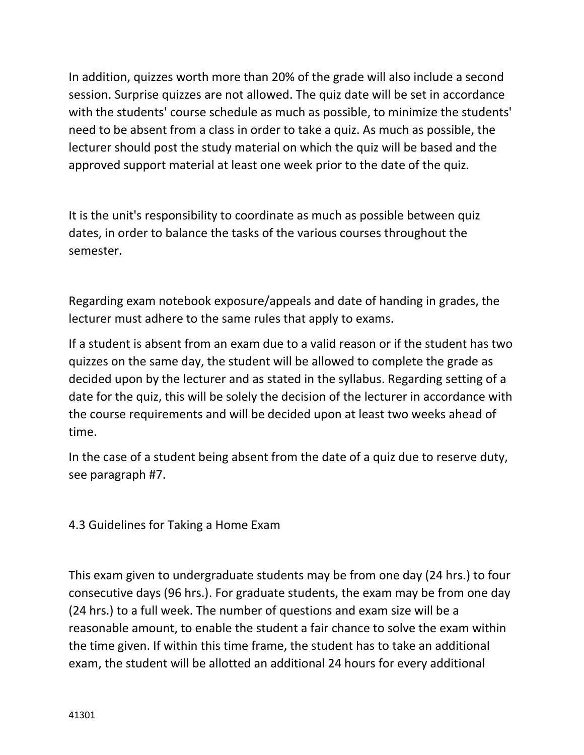In addition, quizzes worth more than 20% of the grade will also include a second session. Surprise quizzes are not allowed. The quiz date will be set in accordance with the students' course schedule as much as possible, to minimize the students' need to be absent from a class in order to take a quiz. As much as possible, the lecturer should post the study material on which the quiz will be based and the approved support material at least one week prior to the date of the quiz.

It is the unit's responsibility to coordinate as much as possible between quiz dates, in order to balance the tasks of the various courses throughout the semester.

Regarding exam notebook exposure/appeals and date of handing in grades, the lecturer must adhere to the same rules that apply to exams.

If a student is absent from an exam due to a valid reason or if the student has two quizzes on the same day, the student will be allowed to complete the grade as decided upon by the lecturer and as stated in the syllabus. Regarding setting of a date for the quiz, this will be solely the decision of the lecturer in accordance with the course requirements and will be decided upon at least two weeks ahead of time.

In the case of a student being absent from the date of a quiz due to reserve duty, see paragraph #7.

### 4.3 Guidelines for Taking a Home Exam

This exam given to undergraduate students may be from one day (24 hrs.) to four consecutive days (96 hrs.). For graduate students, the exam may be from one day (24 hrs.) to a full week. The number of questions and exam size will be a reasonable amount, to enable the student a fair chance to solve the exam within the time given. If within this time frame, the student has to take an additional exam, the student will be allotted an additional 24 hours for every additional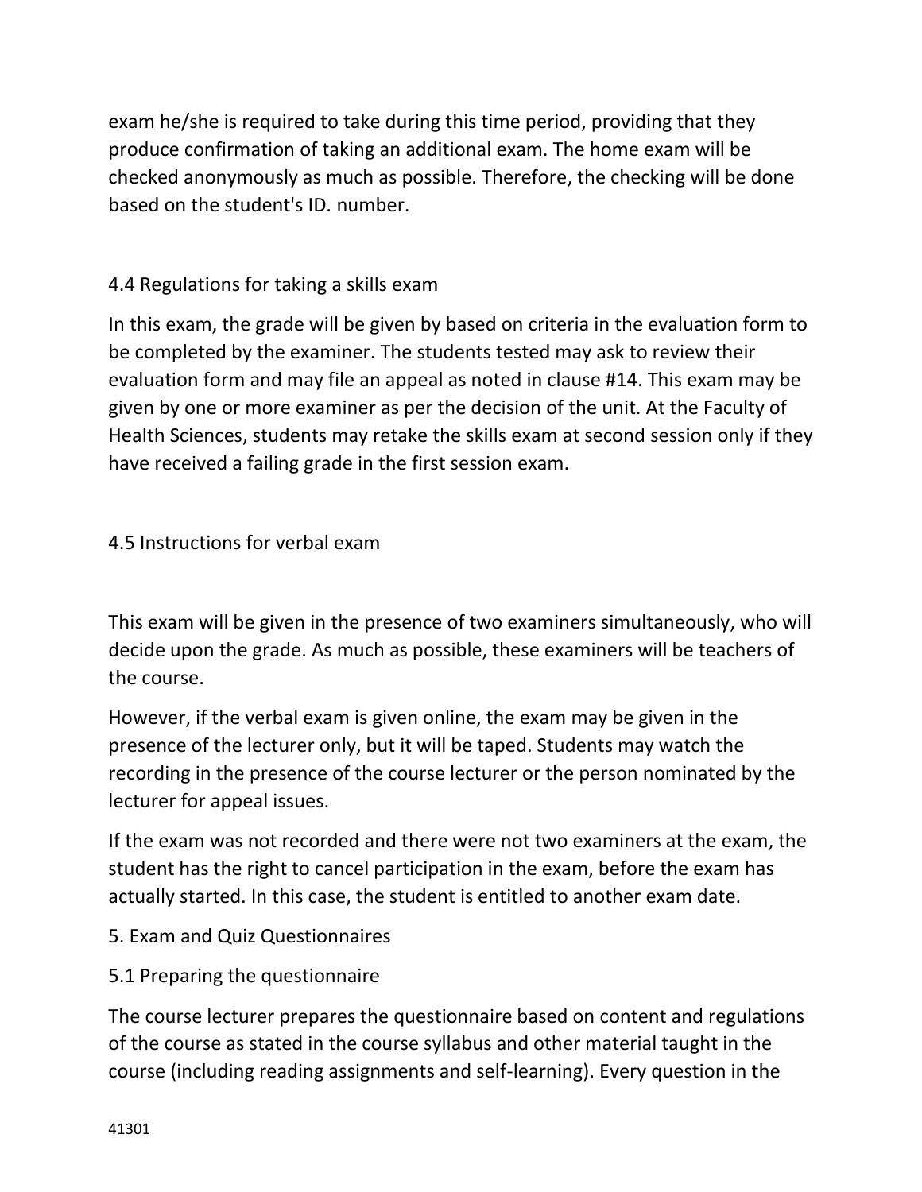exam he/she is required to take during this time period, providing that they produce confirmation of taking an additional exam. The home exam will be checked anonymously as much as possible. Therefore, the checking will be done based on the student's ID. number.

### 4.4 Regulations for taking a skills exam

In this exam, the grade will be given by based on criteria in the evaluation form to be completed by the examiner. The students tested may ask to review their evaluation form and may file an appeal as noted in clause #14. This exam may be given by one or more examiner as per the decision of the unit. At the Faculty of Health Sciences, students may retake the skills exam at second session only if they have received a failing grade in the first session exam.

### 4.5 Instructions for verbal exam

This exam will be given in the presence of two examiners simultaneously, who will decide upon the grade. As much as possible, these examiners will be teachers of the course.

However, if the verbal exam is given online, the exam may be given in the presence of the lecturer only, but it will be taped. Students may watch the recording in the presence of the course lecturer or the person nominated by the lecturer for appeal issues.

If the exam was not recorded and there were not two examiners at the exam, the student has the right to cancel participation in the exam, before the exam has actually started. In this case, the student is entitled to another exam date.

## 5. Exam and Quiz Questionnaires

### 5.1 Preparing the questionnaire

The course lecturer prepares the questionnaire based on content and regulations of the course as stated in the course syllabus and other material taught in the course (including reading assignments and self-learning). Every question in the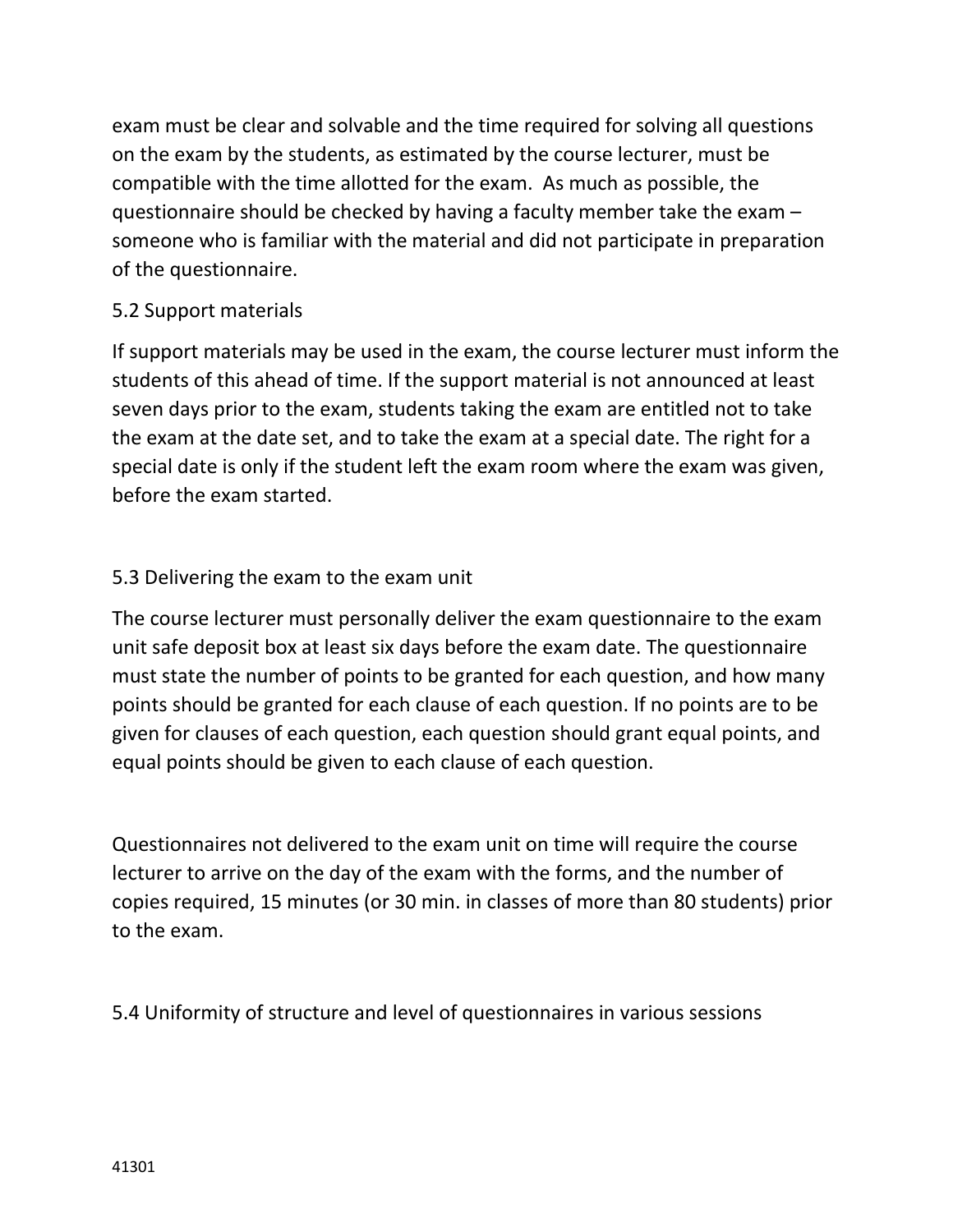exam must be clear and solvable and the time required for solving all questions on the exam by the students, as estimated by the course lecturer, must be compatible with the time allotted for the exam. As much as possible, the questionnaire should be checked by having a faculty member take the exam – someone who is familiar with the material and did not participate in preparation of the questionnaire.

### 5.2 Support materials

If support materials may be used in the exam, the course lecturer must inform the students of this ahead of time. If the support material is not announced at least seven days prior to the exam, students taking the exam are entitled not to take the exam at the date set, and to take the exam at a special date. The right for a special date is only if the student left the exam room where the exam was given, before the exam started.

### 5.3 Delivering the exam to the exam unit

The course lecturer must personally deliver the exam questionnaire to the exam unit safe deposit box at least six days before the exam date. The questionnaire must state the number of points to be granted for each question, and how many points should be granted for each clause of each question. If no points are to be given for clauses of each question, each question should grant equal points, and equal points should be given to each clause of each question.

Questionnaires not delivered to the exam unit on time will require the course lecturer to arrive on the day of the exam with the forms, and the number of copies required, 15 minutes (or 30 min. in classes of more than 80 students) prior to the exam.

### 5.4 Uniformity of structure and level of questionnaires in various sessions

41301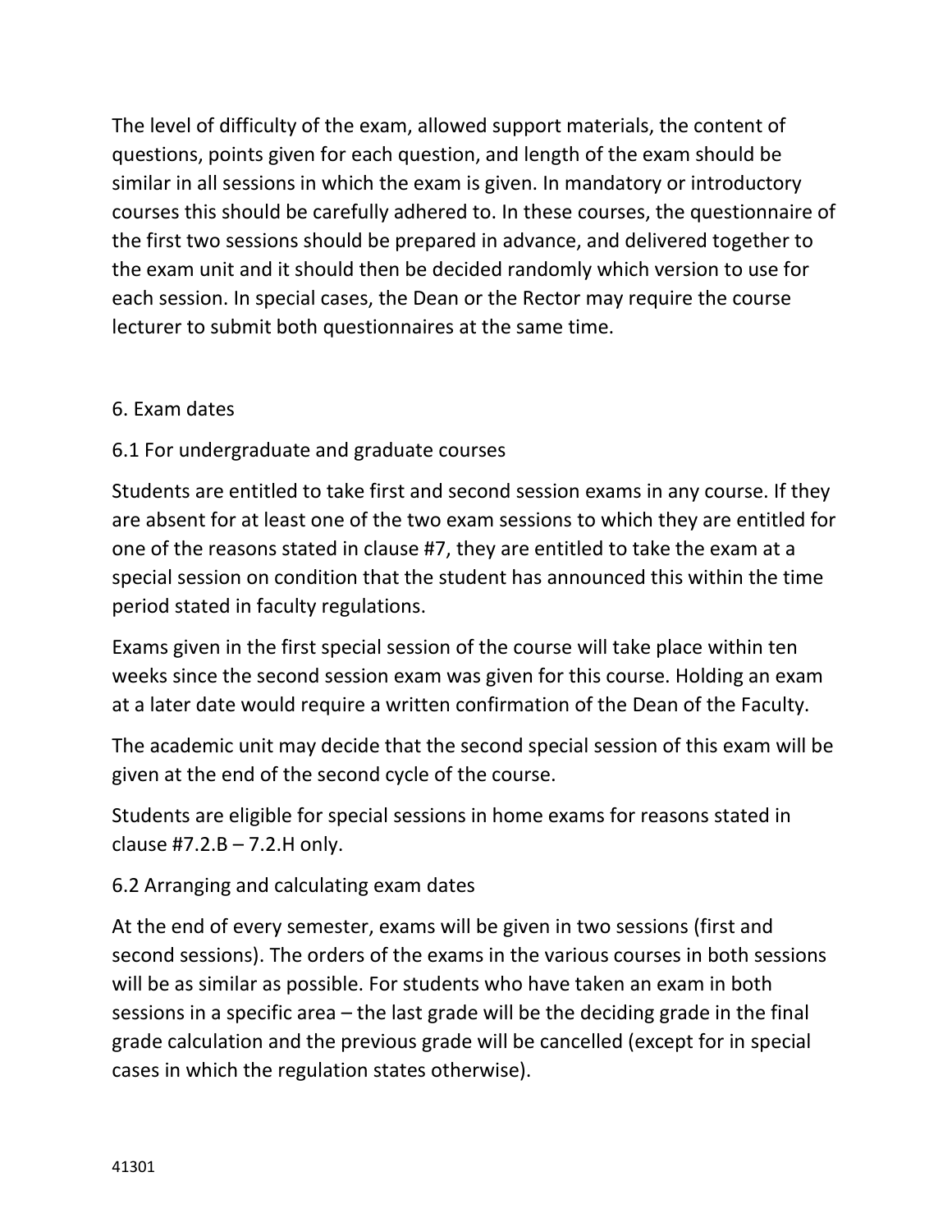The level of difficulty of the exam, allowed support materials, the content of questions, points given for each question, and length of the exam should be similar in all sessions in which the exam is given. In mandatory or introductory courses this should be carefully adhered to. In these courses, the questionnaire of the first two sessions should be prepared in advance, and delivered together to the exam unit and it should then be decided randomly which version to use for each session. In special cases, the Dean or the Rector may require the course lecturer to submit both questionnaires at the same time.

## 6. Exam dates

### 6.1 For undergraduate and graduate courses

Students are entitled to take first and second session exams in any course. If they are absent for at least one of the two exam sessions to which they are entitled for one of the reasons stated in clause #7, they are entitled to take the exam at a special session on condition that the student has announced this within the time period stated in faculty regulations.

Exams given in the first special session of the course will take place within ten weeks since the second session exam was given for this course. Holding an exam at a later date would require a written confirmation of the Dean of the Faculty.

The academic unit may decide that the second special session of this exam will be given at the end of the second cycle of the course.

Students are eligible for special sessions in home exams for reasons stated in clause #7.2.B – 7.2.H only.

### 6.2 Arranging and calculating exam dates

At the end of every semester, exams will be given in two sessions (first and second sessions). The orders of the exams in the various courses in both sessions will be as similar as possible. For students who have taken an exam in both sessions in a specific area – the last grade will be the deciding grade in the final grade calculation and the previous grade will be cancelled (except for in special cases in which the regulation states otherwise).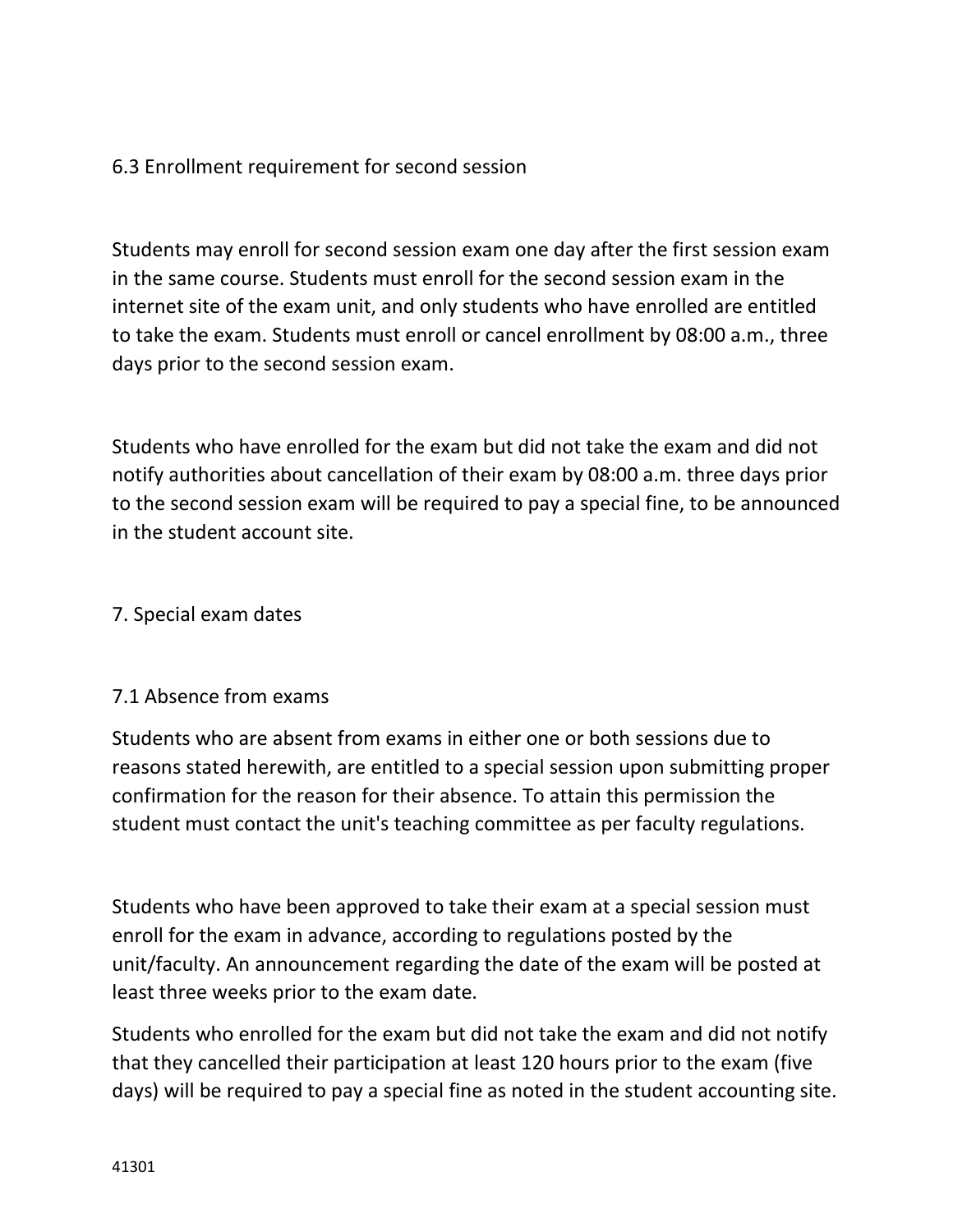### 6.3 Enrollment requirement for second session

Students may enroll for second session exam one day after the first session exam in the same course. Students must enroll for the second session exam in the internet site of the exam unit, and only students who have enrolled are entitled to take the exam. Students must enroll or cancel enrollment by 08:00 a.m., three days prior to the second session exam.

Students who have enrolled for the exam but did not take the exam and did not notify authorities about cancellation of their exam by 08:00 a.m. three days prior to the second session exam will be required to pay a special fine, to be announced in the student account site.

## 7. Special exam dates

### 7.1 Absence from exams

Students who are absent from exams in either one or both sessions due to reasons stated herewith, are entitled to a special session upon submitting proper confirmation for the reason for their absence. To attain this permission the student must contact the unit's teaching committee as per faculty regulations.

Students who have been approved to take their exam at a special session must enroll for the exam in advance, according to regulations posted by the unit/faculty. An announcement regarding the date of the exam will be posted at least three weeks prior to the exam date.

Students who enrolled for the exam but did not take the exam and did not notify that they cancelled their participation at least 120 hours prior to the exam (five days) will be required to pay a special fine as noted in the student accounting site.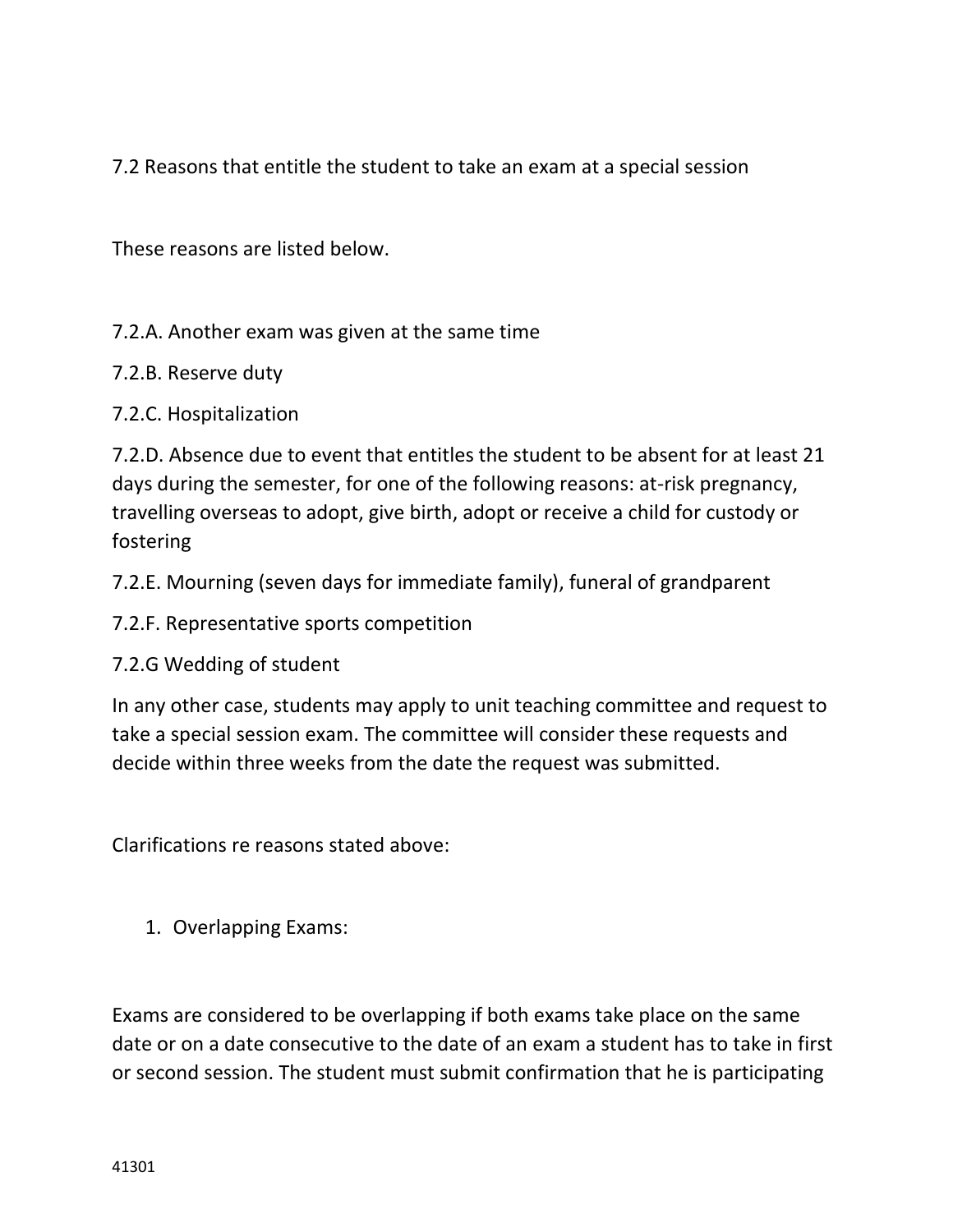## 7.2 Reasons that entitle the student to take an exam at a special session

These reasons are listed below.

7.2.A. Another exam was given at the same time

7.2.B. Reserve duty

7.2.C. Hospitalization

7.2.D. Absence due to event that entitles the student to be absent for at least 21 days during the semester, for one of the following reasons: at-risk pregnancy, travelling overseas to adopt, give birth, adopt or receive a child for custody or fostering

7.2.E. Mourning (seven days for immediate family), funeral of grandparent

7.2.F. Representative sports competition

7.2.G Wedding of student

In any other case, students may apply to unit teaching committee and request to take a special session exam. The committee will consider these requests and decide within three weeks from the date the request was submitted.

Clarifications re reasons stated above:

1. Overlapping Exams:

Exams are considered to be overlapping if both exams take place on the same date or on a date consecutive to the date of an exam a student has to take in first or second session. The student must submit confirmation that he is participating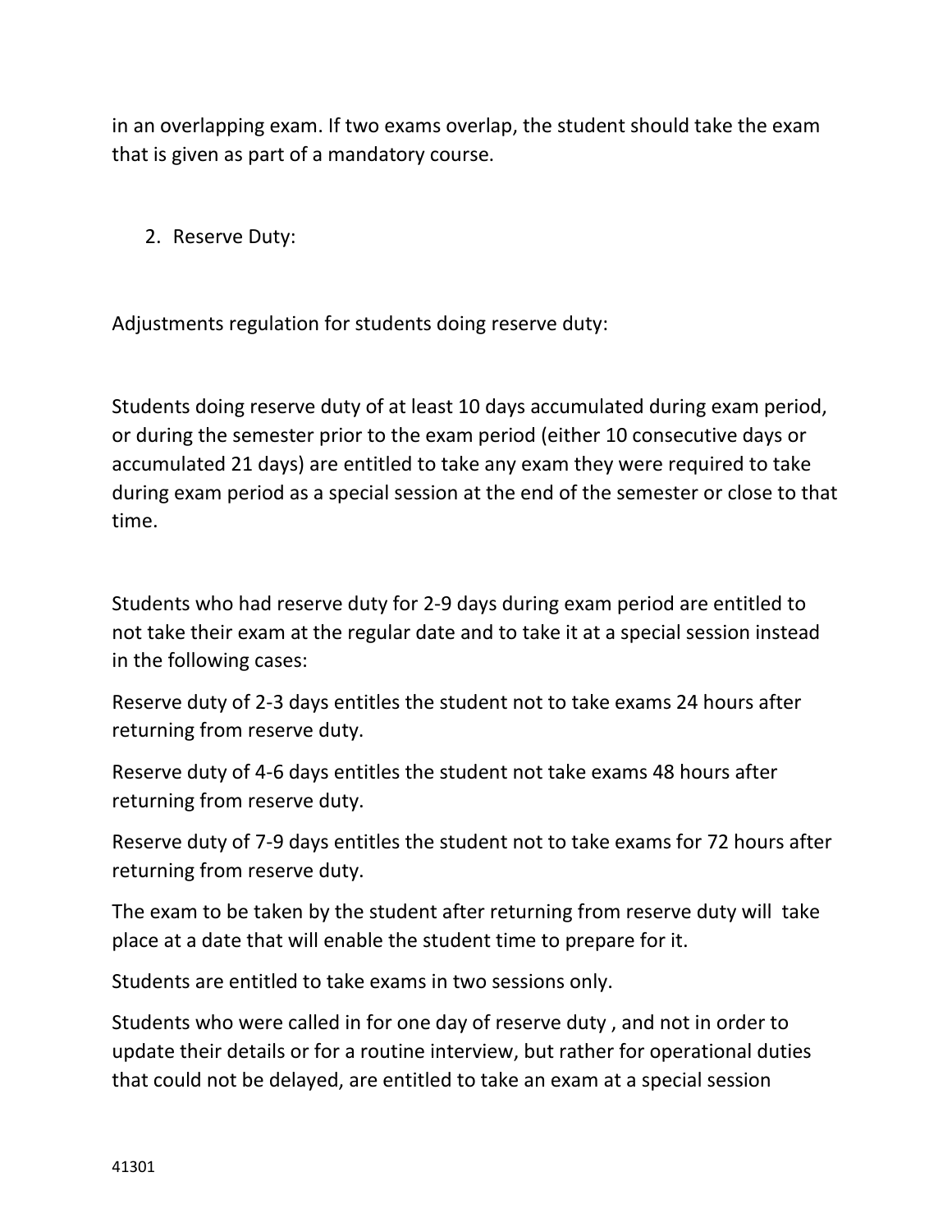in an overlapping exam. If two exams overlap, the student should take the exam that is given as part of a mandatory course.

2. Reserve Duty:

Adjustments regulation for students doing reserve duty:

Students doing reserve duty of at least 10 days accumulated during exam period, or during the semester prior to the exam period (either 10 consecutive days or accumulated 21 days) are entitled to take any exam they were required to take during exam period as a special session at the end of the semester or close to that time.

Students who had reserve duty for 2-9 days during exam period are entitled to not take their exam at the regular date and to take it at a special session instead in the following cases:

Reserve duty of 2-3 days entitles the student not to take exams 24 hours after returning from reserve duty.

Reserve duty of 4-6 days entitles the student not take exams 48 hours after returning from reserve duty.

Reserve duty of 7-9 days entitles the student not to take exams for 72 hours after returning from reserve duty.

The exam to be taken by the student after returning from reserve duty will take place at a date that will enable the student time to prepare for it.

Students are entitled to take exams in two sessions only.

Students who were called in for one day of reserve duty , and not in order to update their details or for a routine interview, but rather for operational duties that could not be delayed, are entitled to take an exam at a special session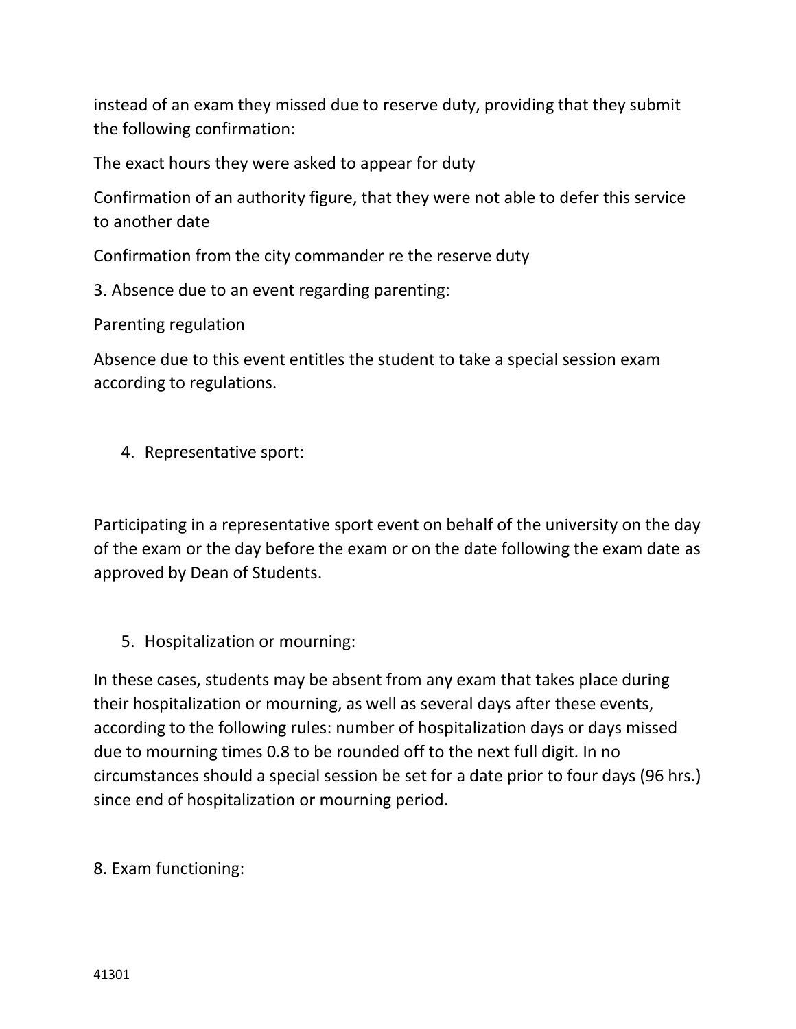instead of an exam they missed due to reserve duty, providing that they submit the following confirmation:

The exact hours they were asked to appear for duty

Confirmation of an authority figure, that they were not able to defer this service to another date

Confirmation from the city commander re the reserve duty

3. Absence due to an event regarding parenting:

Parenting regulation

Absence due to this event entitles the student to take a special session exam according to regulations.

4. Representative sport:

Participating in a representative sport event on behalf of the university on the day of the exam or the day before the exam or on the date following the exam date as approved by Dean of Students.

5. Hospitalization or mourning:

In these cases, students may be absent from any exam that takes place during their hospitalization or mourning, as well as several days after these events, according to the following rules: number of hospitalization days or days missed due to mourning times 0.8 to be rounded off to the next full digit. In no circumstances should a special session be set for a date prior to four days (96 hrs.) since end of hospitalization or mourning period.

8. Exam functioning: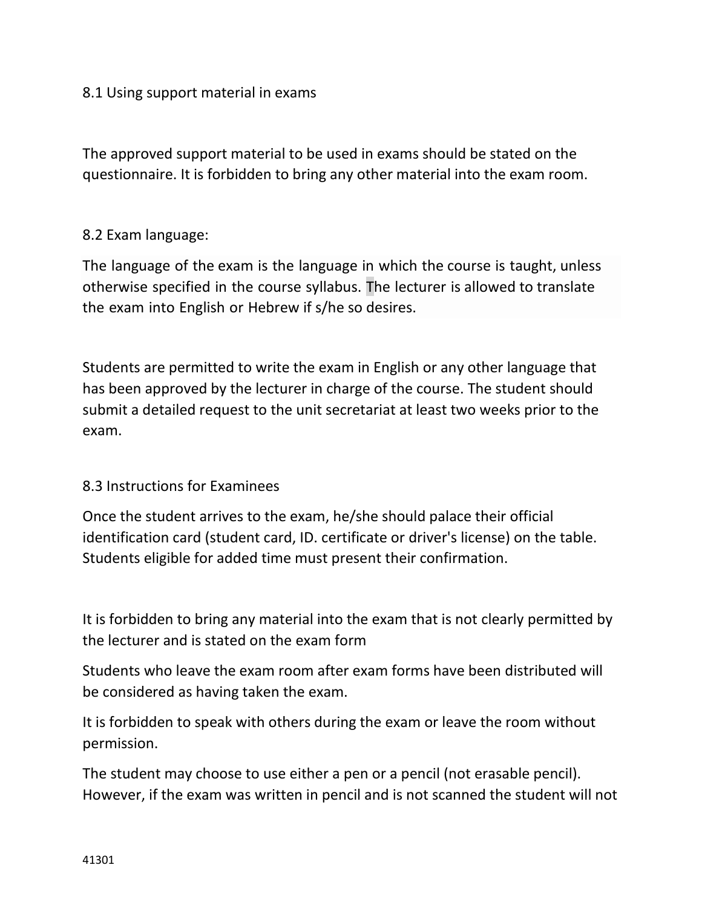## 8.1 Using support material in exams

The approved support material to be used in exams should be stated on the questionnaire. It is forbidden to bring any other material into the exam room.

## 8.2 Exam language:

The language of the exam is the language in which the course is taught, unless otherwise specified in the course syllabus. The lecturer is allowed to translate the exam into English or Hebrew if s/he so desires.

Students are permitted to write the exam in English or any other language that has been approved by the lecturer in charge of the course. The student should submit a detailed request to the unit secretariat at least two weeks prior to the exam.

## 8.3 Instructions for Examinees

Once the student arrives to the exam, he/she should palace their official identification card (student card, ID. certificate or driver's license) on the table. Students eligible for added time must present their confirmation.

It is forbidden to bring any material into the exam that is not clearly permitted by the lecturer and is stated on the exam form

Students who leave the exam room after exam forms have been distributed will be considered as having taken the exam.

It is forbidden to speak with others during the exam or leave the room without permission.

The student may choose to use either a pen or a pencil (not erasable pencil). However, if the exam was written in pencil and is not scanned the student will not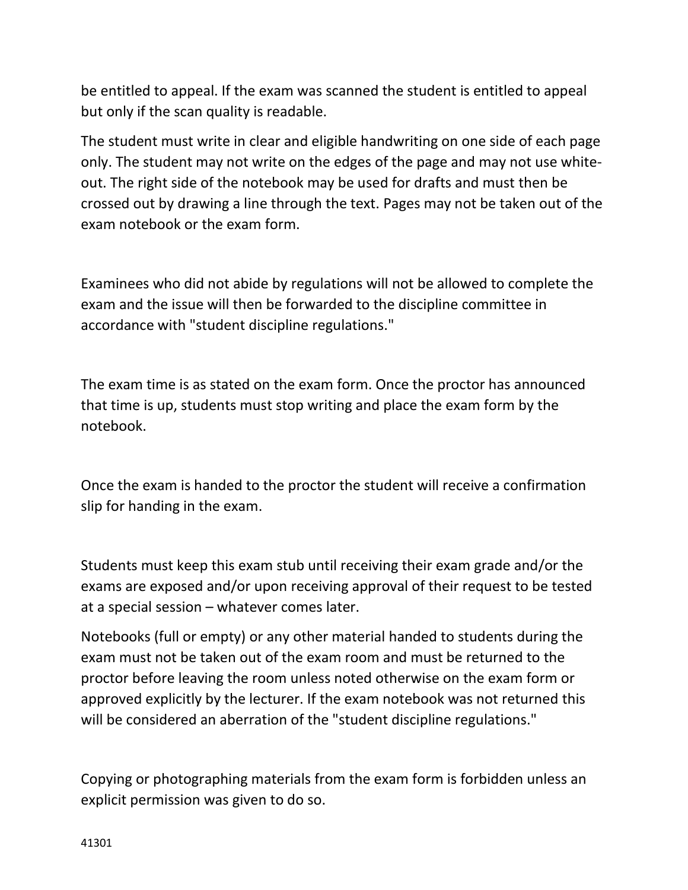be entitled to appeal. If the exam was scanned the student is entitled to appeal but only if the scan quality is readable.

The student must write in clear and eligible handwriting on one side of each page only. The student may not write on the edges of the page and may not use white-out. The right side of the notebook may be used for drafts and must then be crossed out by drawing a line through the text. Pages may not be taken out of the exam notebook or the exam form.

Examinees who did not abide by regulations will not be allowed to complete the exam and the issue will then be forwarded to the discipline committee in accordance with "student discipline regulations."

The exam time is as stated on the exam form. Once the proctor has announced that time is up, students must stop writing and place the exam form by the notebook.

Once the exam is handed to the proctor the student will receive a confirmation slip for handing in the exam.

Students must keep this exam stub until receiving their exam grade and/or the exams are exposed and/or upon receiving approval of their request to be tested at a special session – whatever comes later.

Notebooks (full or empty) or any other material handed to students during the exam must not be taken out of the exam room and must be returned to the proctor before leaving the room unless noted otherwise on the exam form or approved explicitly by the lecturer. If the exam notebook was not returned this will be considered an aberration of the "student discipline regulations."

Copying or photographing materials from the exam form is forbidden unless an explicit permission was given to do so.

41301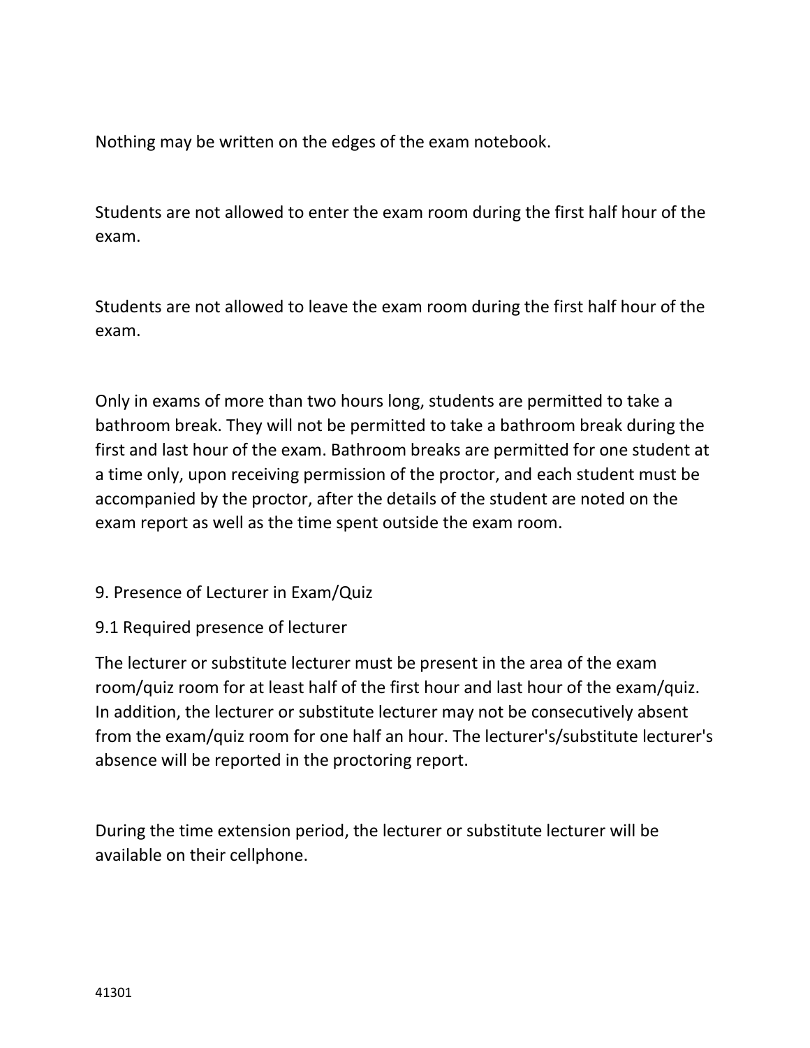Nothing may be written on the edges of the exam notebook.

Students are not allowed to enter the exam room during the first half hour of the exam.

Students are not allowed to leave the exam room during the first half hour of the exam.

Only in exams of more than two hours long, students are permitted to take a bathroom break. They will not be permitted to take a bathroom break during the first and last hour of the exam. Bathroom breaks are permitted for one student at a time only, upon receiving permission of the proctor, and each student must be accompanied by the proctor, after the details of the student are noted on the exam report as well as the time spent outside the exam room.

## 9. Presence of Lecturer in Exam/Quiz

### 9.1 Required presence of lecturer

The lecturer or substitute lecturer must be present in the area of the exam room/quiz room for at least half of the first hour and last hour of the exam/quiz. In addition, the lecturer or substitute lecturer may not be consecutively absent from the exam/quiz room for one half an hour. The lecturer's/substitute lecturer's absence will be reported in the proctoring report.

During the time extension period, the lecturer or substitute lecturer will be available on their cellphone.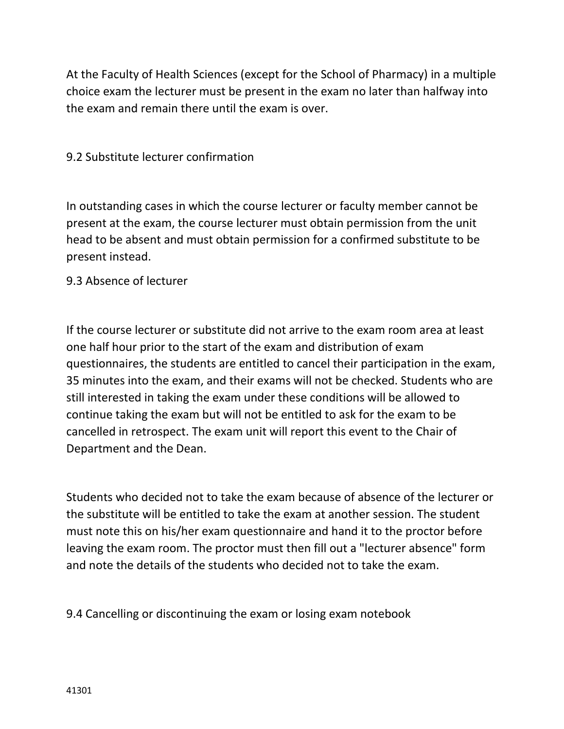At the Faculty of Health Sciences (except for the School of Pharmacy) in a multiple choice exam the lecturer must be present in the exam no later than halfway into the exam and remain there until the exam is over.

### 9.2 Substitute lecturer confirmation

In outstanding cases in which the course lecturer or faculty member cannot be present at the exam, the course lecturer must obtain permission from the unit head to be absent and must obtain permission for a confirmed substitute to be present instead.

### 9.3 Absence of lecturer

If the course lecturer or substitute did not arrive to the exam room area at least one half hour prior to the start of the exam and distribution of exam questionnaires, the students are entitled to cancel their participation in the exam, 35 minutes into the exam, and their exams will not be checked. Students who are still interested in taking the exam under these conditions will be allowed to continue taking the exam but will not be entitled to ask for the exam to be cancelled in retrospect. The exam unit will report this event to the Chair of Department and the Dean.

Students who decided not to take the exam because of absence of the lecturer or the substitute will be entitled to take the exam at another session. The student must note this on his/her exam questionnaire and hand it to the proctor before leaving the exam room. The proctor must then fill out a "lecturer absence" form and note the details of the students who decided not to take the exam.

### 9.4 Cancelling or discontinuing the exam or losing exam notebook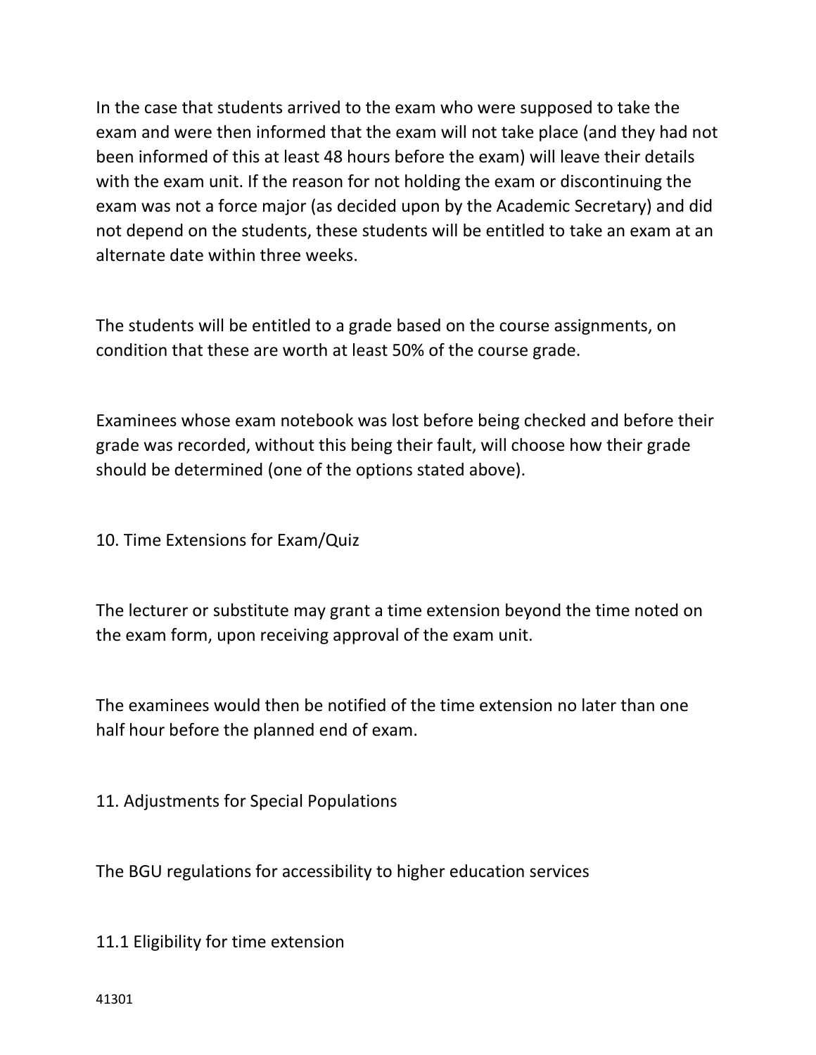In the case that students arrived to the exam who were supposed to take the exam and were then informed that the exam will not take place (and they had not been informed of this at least 48 hours before the exam) will leave their details with the exam unit. If the reason for not holding the exam or discontinuing the exam was not a force major (as decided upon by the Academic Secretary) and did not depend on the students, these students will be entitled to take an exam at an alternate date within three weeks.

The students will be entitled to a grade based on the course assignments, on condition that these are worth at least 50% of the course grade.

Examinees whose exam notebook was lost before being checked and before their grade was recorded, without this being their fault, will choose how their grade should be determined (one of the options stated above).

## 10. Time Extensions for Exam/Quiz

The lecturer or substitute may grant a time extension beyond the time noted on the exam form, upon receiving approval of the exam unit.

The examinees would then be notified of the time extension no later than one half hour before the planned end of exam.

## 11. Adjustments for Special Populations

The BGU regulations for accessibility to higher education services

### 11.1 Eligibility for time extension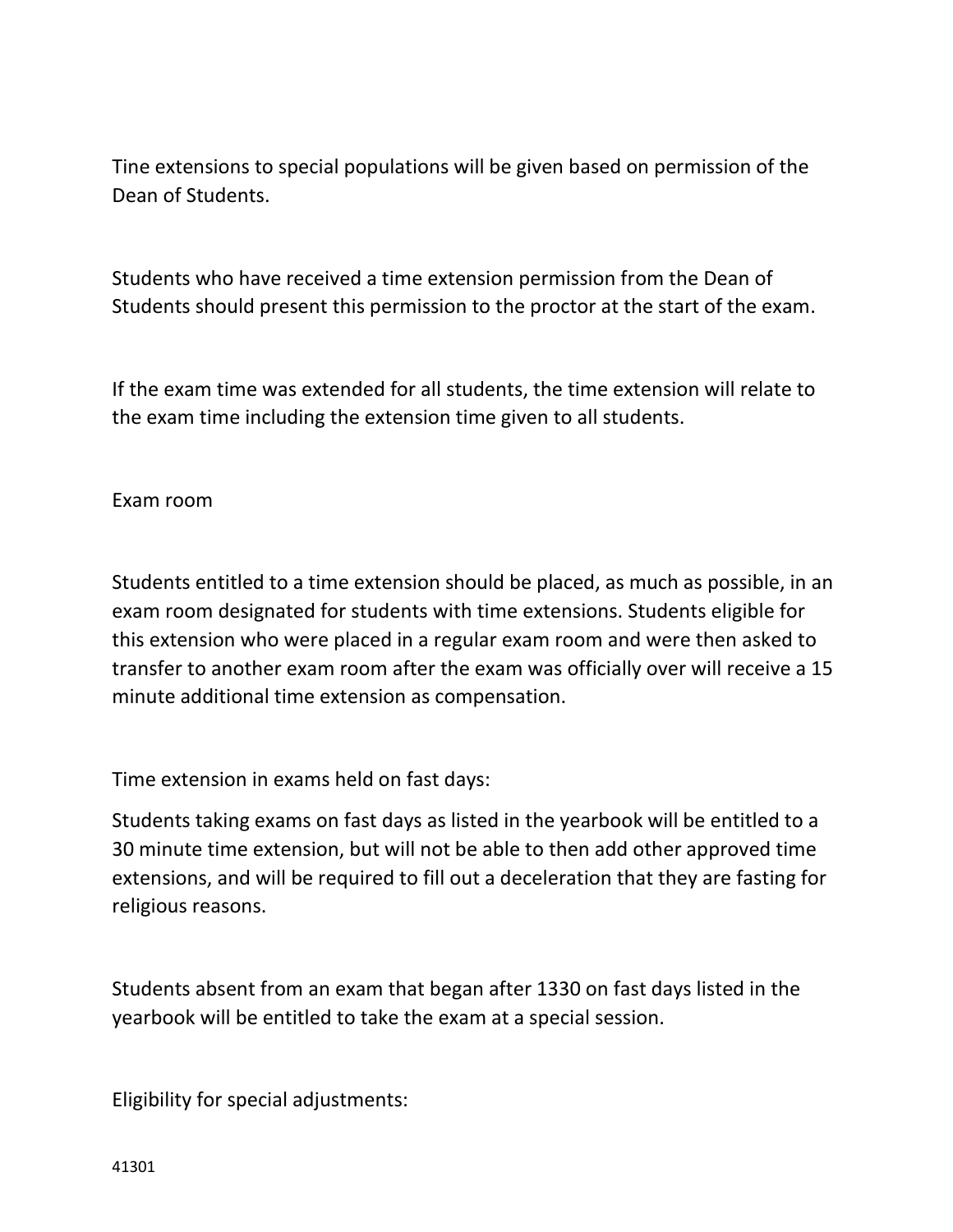Tine extensions to special populations will be given based on permission of the Dean of Students.

Students who have received a time extension permission from the Dean of Students should present this permission to the proctor at the start of the exam.

If the exam time was extended for all students, the time extension will relate to the exam time including the extension time given to all students.

Exam room

Students entitled to a time extension should be placed, as much as possible, in an exam room designated for students with time extensions. Students eligible for this extension who were placed in a regular exam room and were then asked to transfer to another exam room after the exam was officially over will receive a 15 minute additional time extension as compensation.

Time extension in exams held on fast days:

Students taking exams on fast days as listed in the yearbook will be entitled to a 30 minute time extension, but will not be able to then add other approved time extensions, and will be required to fill out a deceleration that they are fasting for religious reasons.

Students absent from an exam that began after 1330 on fast days listed in the yearbook will be entitled to take the exam at a special session.

Eligibility for special adjustments:

41301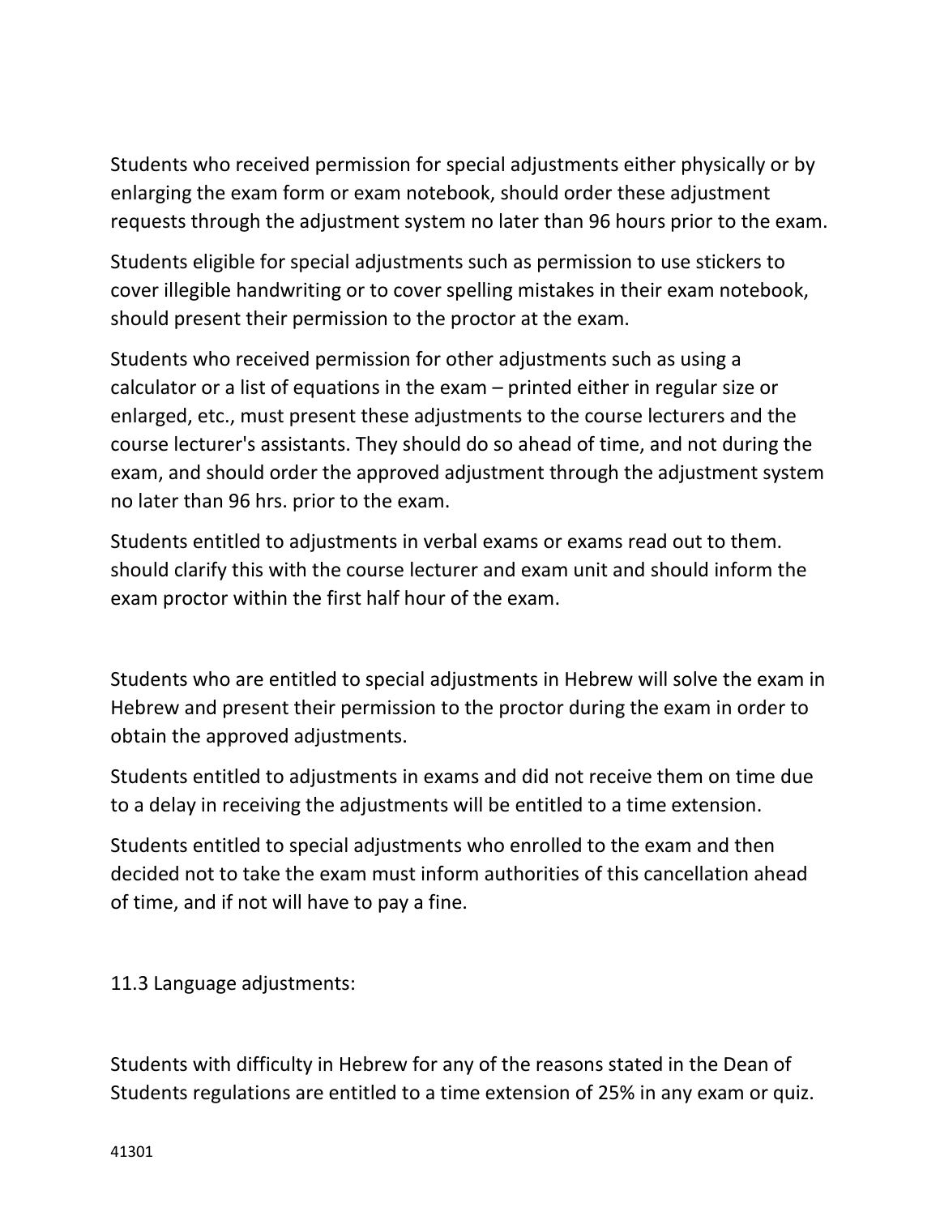Students who received permission for special adjustments either physically or by enlarging the exam form or exam notebook, should order these adjustment requests through the adjustment system no later than 96 hours prior to the exam.

Students eligible for special adjustments such as permission to use stickers to cover illegible handwriting or to cover spelling mistakes in their exam notebook, should present their permission to the proctor at the exam.

Students who received permission for other adjustments such as using a calculator or a list of equations in the exam – printed either in regular size or enlarged, etc., must present these adjustments to the course lecturers and the course lecturer's assistants. They should do so ahead of time, and not during the exam, and should order the approved adjustment through the adjustment system no later than 96 hrs. prior to the exam.

Students entitled to adjustments in verbal exams or exams read out to them. should clarify this with the course lecturer and exam unit and should inform the exam proctor within the first half hour of the exam.

Students who are entitled to special adjustments in Hebrew will solve the exam in Hebrew and present their permission to the proctor during the exam in order to obtain the approved adjustments.

Students entitled to adjustments in exams and did not receive them on time due to a delay in receiving the adjustments will be entitled to a time extension.

Students entitled to special adjustments who enrolled to the exam and then decided not to take the exam must inform authorities of this cancellation ahead of time, and if not will have to pay a fine.

11.3 Language adjustments:

Students with difficulty in Hebrew for any of the reasons stated in the Dean of Students regulations are entitled to a time extension of 25% in any exam or quiz.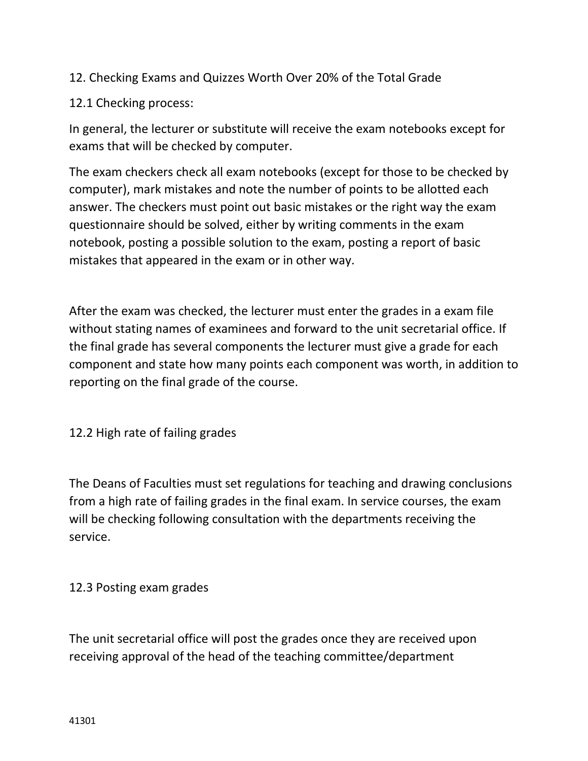## 12. Checking Exams and Quizzes Worth Over 20% of the Total Grade

### 12.1 Checking process:

In general, the lecturer or substitute will receive the exam notebooks except for exams that will be checked by computer.

The exam checkers check all exam notebooks (except for those to be checked by computer), mark mistakes and note the number of points to be allotted each answer. The checkers must point out basic mistakes or the right way the exam questionnaire should be solved, either by writing comments in the exam notebook, posting a possible solution to the exam, posting a report of basic mistakes that appeared in the exam or in other way.

After the exam was checked, the lecturer must enter the grades in a exam file without stating names of examinees and forward to the unit secretarial office. If the final grade has several components the lecturer must give a grade for each component and state how many points each component was worth, in addition to reporting on the final grade of the course.

### 12.2 High rate of failing grades

The Deans of Faculties must set regulations for teaching and drawing conclusions from a high rate of failing grades in the final exam. In service courses, the exam will be checking following consultation with the departments receiving the service.

### 12.3 Posting exam grades

The unit secretarial office will post the grades once they are received upon receiving approval of the head of the teaching committee/department

41301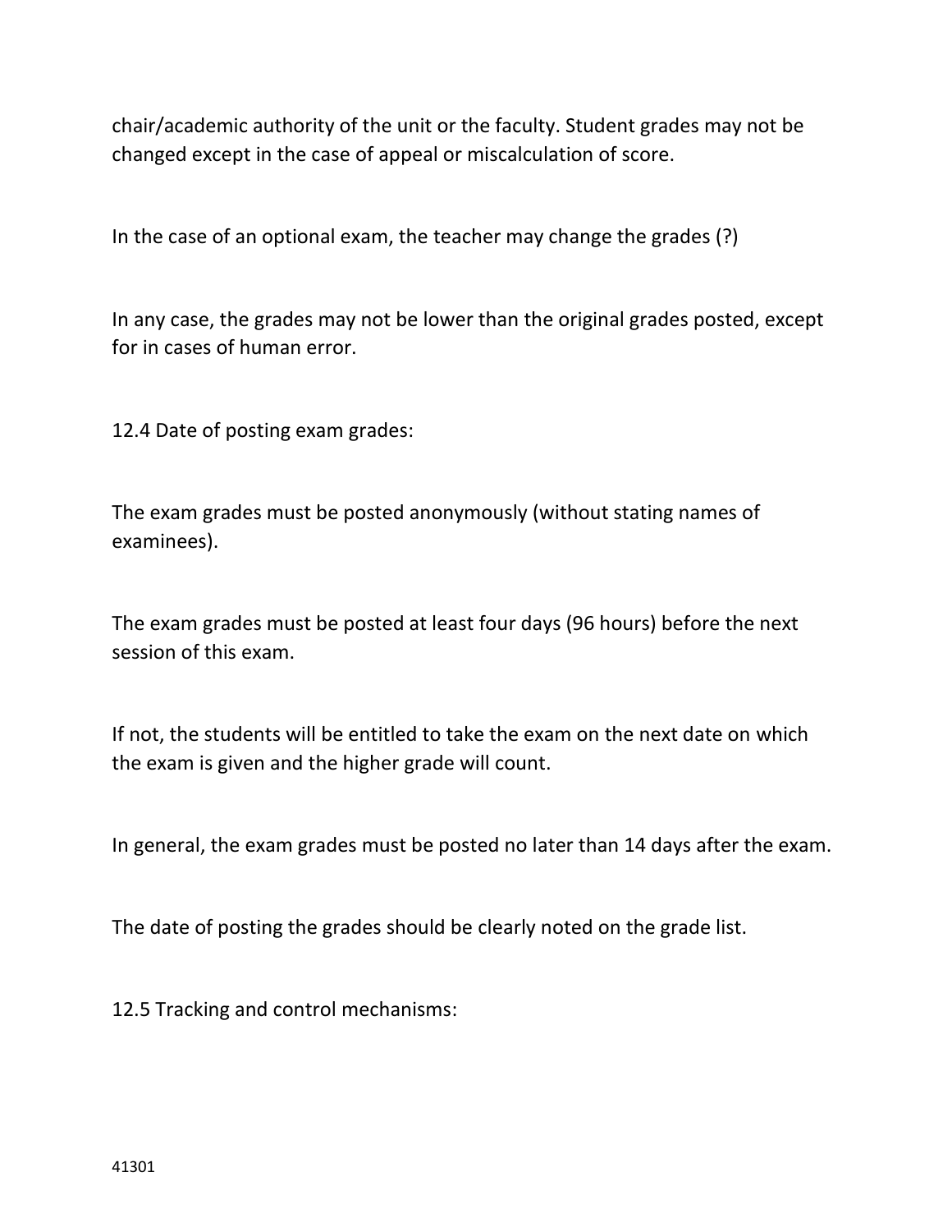chair/academic authority of the unit or the faculty. Student grades may not be changed except in the case of appeal or miscalculation of score.

In the case of an optional exam, the teacher may change the grades (?)

In any case, the grades may not be lower than the original grades posted, except for in cases of human error.

12.4 Date of posting exam grades:

The exam grades must be posted anonymously (without stating names of examinees).

The exam grades must be posted at least four days (96 hours) before the next session of this exam.

If not, the students will be entitled to take the exam on the next date on which the exam is given and the higher grade will count.

In general, the exam grades must be posted no later than 14 days after the exam.

The date of posting the grades should be clearly noted on the grade list.

12.5 Tracking and control mechanisms: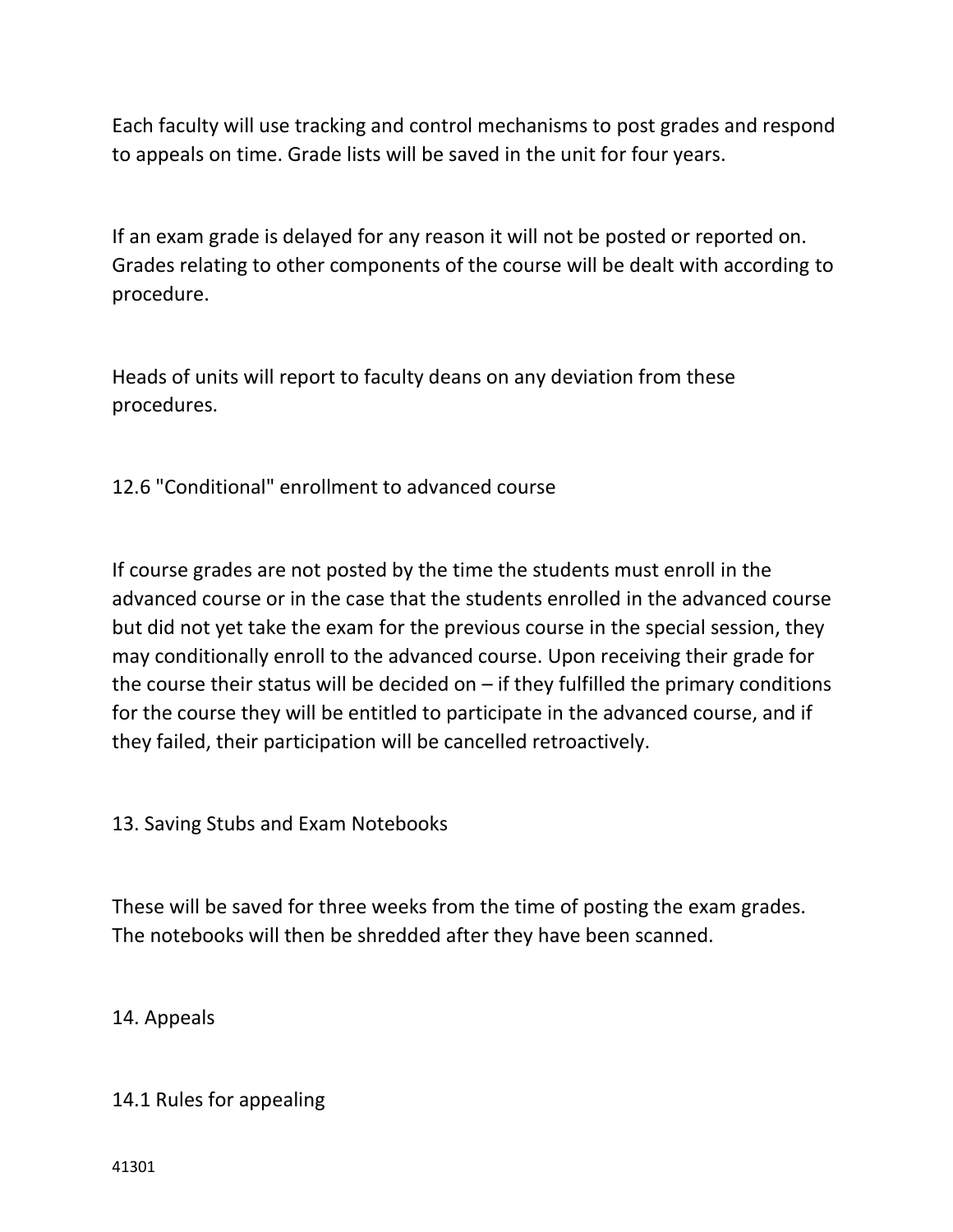Each faculty will use tracking and control mechanisms to post grades and respond to appeals on time. Grade lists will be saved in the unit for four years.

If an exam grade is delayed for any reason it will not be posted or reported on. Grades relating to other components of the course will be dealt with according to procedure.

Heads of units will report to faculty deans on any deviation from these procedures.

### 12.6 "Conditional" enrollment to advanced course

If course grades are not posted by the time the students must enroll in the advanced course or in the case that the students enrolled in the advanced course but did not yet take the exam for the previous course in the special session, they may conditionally enroll to the advanced course. Upon receiving their grade for the course their status will be decided on – if they fulfilled the primary conditions for the course they will be entitled to participate in the advanced course, and if they failed, their participation will be cancelled retroactively.

## 13. Saving Stubs and Exam Notebooks

These will be saved for three weeks from the time of posting the exam grades. The notebooks will then be shredded after they have been scanned.

## 14. Appeals

### 14.1 Rules for appealing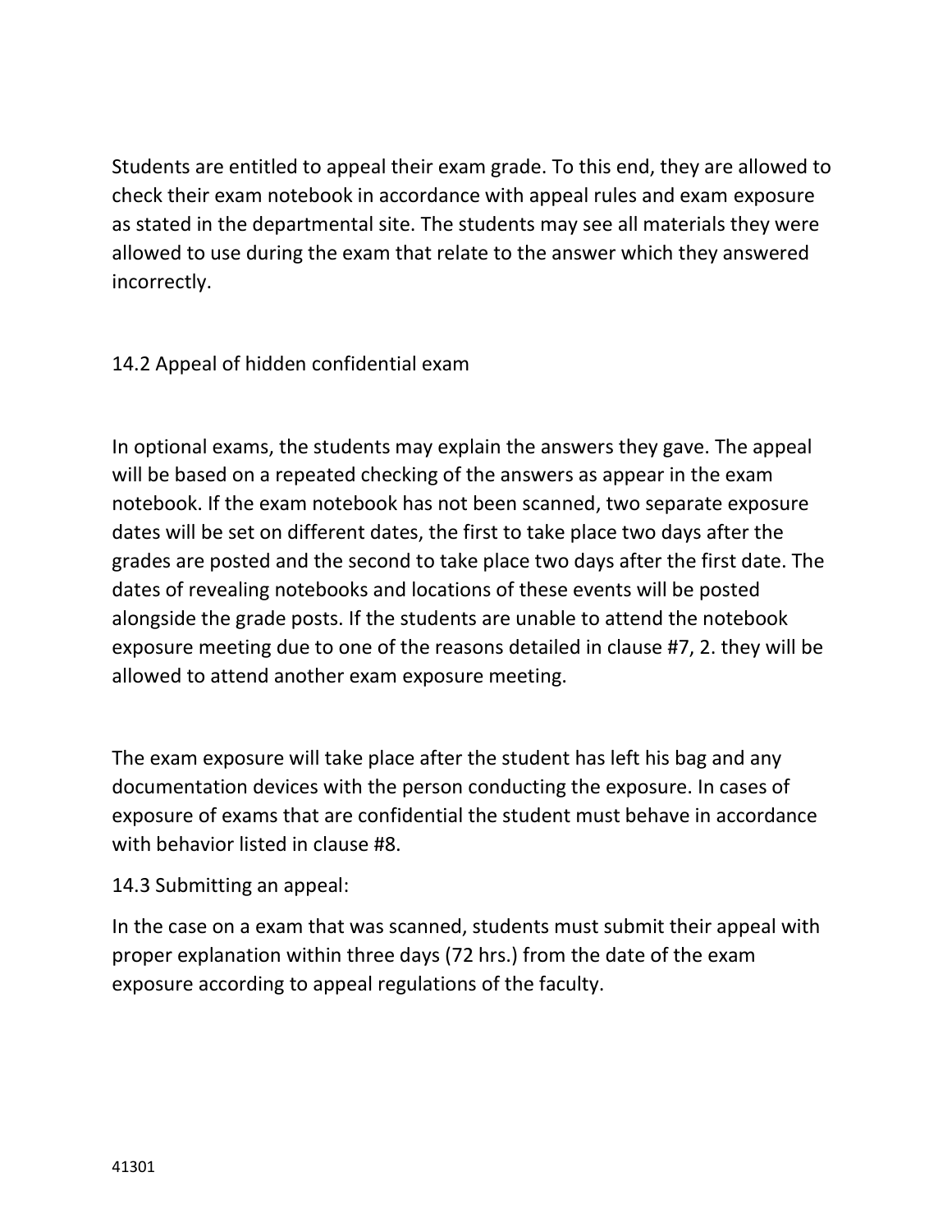Students are entitled to appeal their exam grade. To this end, they are allowed to check their exam notebook in accordance with appeal rules and exam exposure as stated in the departmental site. The students may see all materials they were allowed to use during the exam that relate to the answer which they answered incorrectly.

## 14.2 Appeal of hidden confidential exam

In optional exams, the students may explain the answers they gave. The appeal will be based on a repeated checking of the answers as appear in the exam notebook. If the exam notebook has not been scanned, two separate exposure dates will be set on different dates, the first to take place two days after the grades are posted and the second to take place two days after the first date. The dates of revealing notebooks and locations of these events will be posted alongside the grade posts. If the students are unable to attend the notebook exposure meeting due to one of the reasons detailed in clause #7, 2. they will be allowed to attend another exam exposure meeting.

The exam exposure will take place after the student has left his bag and any documentation devices with the person conducting the exposure. In cases of exposure of exams that are confidential the student must behave in accordance with behavior listed in clause #8.

## 14.3 Submitting an appeal:

In the case on a exam that was scanned, students must submit their appeal with proper explanation within three days (72 hrs.) from the date of the exam exposure according to appeal regulations of the faculty.

41301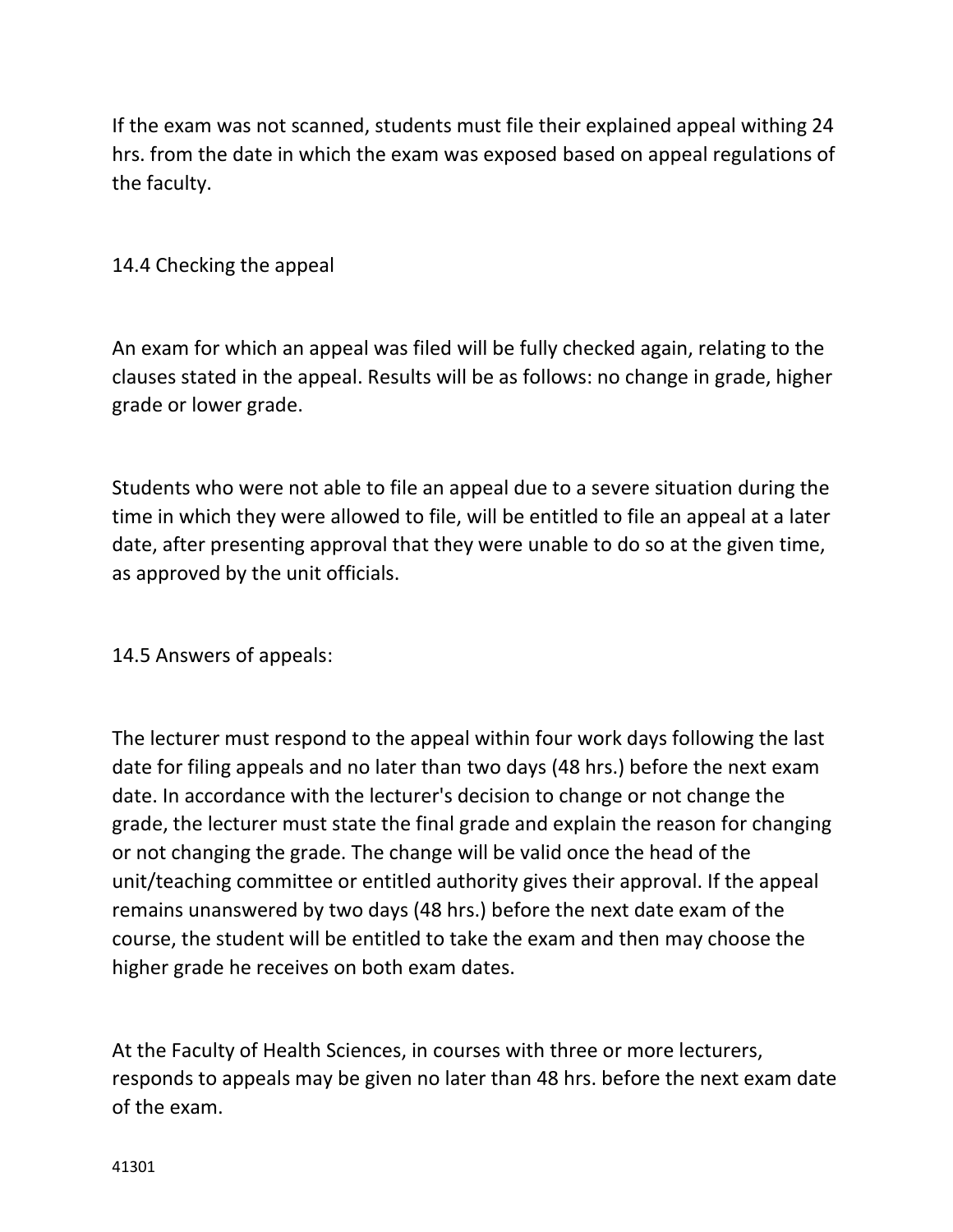If the exam was not scanned, students must file their explained appeal withing 24 hrs. from the date in which the exam was exposed based on appeal regulations of the faculty.

### 14.4 Checking the appeal

An exam for which an appeal was filed will be fully checked again, relating to the clauses stated in the appeal. Results will be as follows: no change in grade, higher grade or lower grade.

Students who were not able to file an appeal due to a severe situation during the time in which they were allowed to file, will be entitled to file an appeal at a later date, after presenting approval that they were unable to do so at the given time, as approved by the unit officials.

### 14.5 Answers of appeals:

The lecturer must respond to the appeal within four work days following the last date for filing appeals and no later than two days (48 hrs.) before the next exam date. In accordance with the lecturer's decision to change or not change the grade, the lecturer must state the final grade and explain the reason for changing or not changing the grade. The change will be valid once the head of the unit/teaching committee or entitled authority gives their approval. If the appeal remains unanswered by two days (48 hrs.) before the next date exam of the course, the student will be entitled to take the exam and then may choose the higher grade he receives on both exam dates.

At the Faculty of Health Sciences, in courses with three or more lecturers, responds to appeals may be given no later than 48 hrs. before the next exam date of the exam.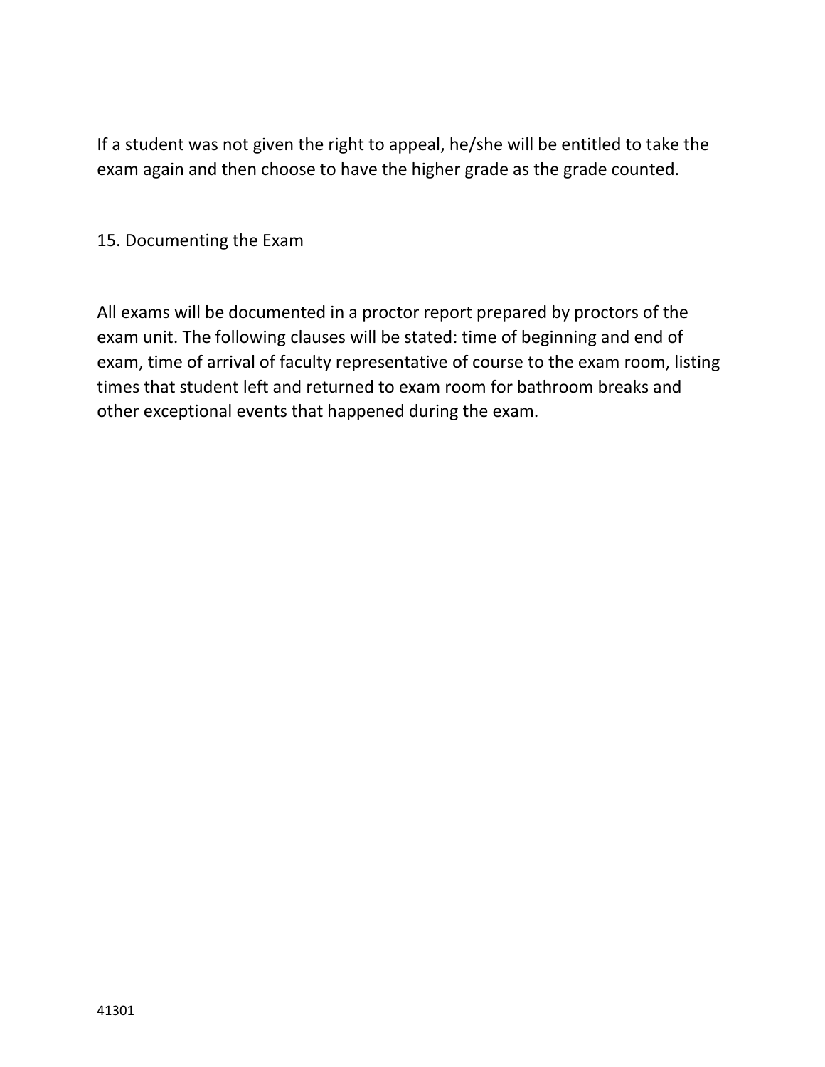If a student was not given the right to appeal, he/she will be entitled to take the exam again and then choose to have the higher grade as the grade counted.

## 15. Documenting the Exam

All exams will be documented in a proctor report prepared by proctors of the exam unit. The following clauses will be stated: time of beginning and end of exam, time of arrival of faculty representative of course to the exam room, listing times that student left and returned to exam room for bathroom breaks and other exceptional events that happened during the exam.

41301